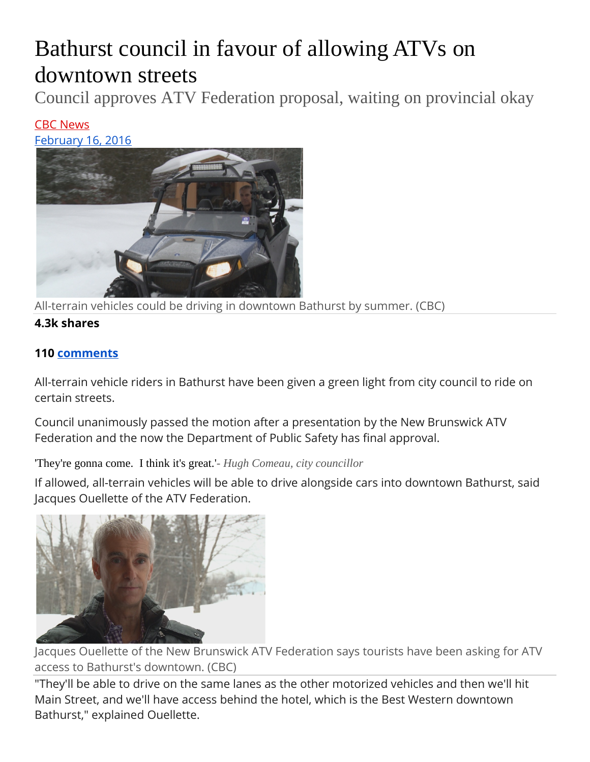# Bathurst council in favour of allowing ATVs on downtown streets

## Council approves ATV Federation proposal, waiting on provincial okay

CBC News
February 16, 2016

All-terrain vehicles could be driving in downtown Bathurst by summer. (CBC)

**4.3k shares**

**110 comments**

All-terrain vehicle riders in Bathurst have been given a green light from city council to ride on certain streets.

Council unanimously passed the motion after a presentation by the New Brunswick ATV Federation and the now the Department of Public Safety has final approval.

'They're gonna come. I think it's great.'- *Hugh Comeau, city councillor*

If allowed, all-terrain vehicles will be able to drive alongside cars into downtown Bathurst, said Jacques Ouellette of the ATV Federation.

Jacques Ouellette of the New Brunswick ATV Federation says tourists have been asking for ATV access to Bathurst's downtown. (CBC)

"They'll be able to drive on the same lanes as the other motorized vehicles and then we'll hit Main Street, and we'll have access behind the hotel, which is the Best Western downtown Bathurst," explained Ouellette.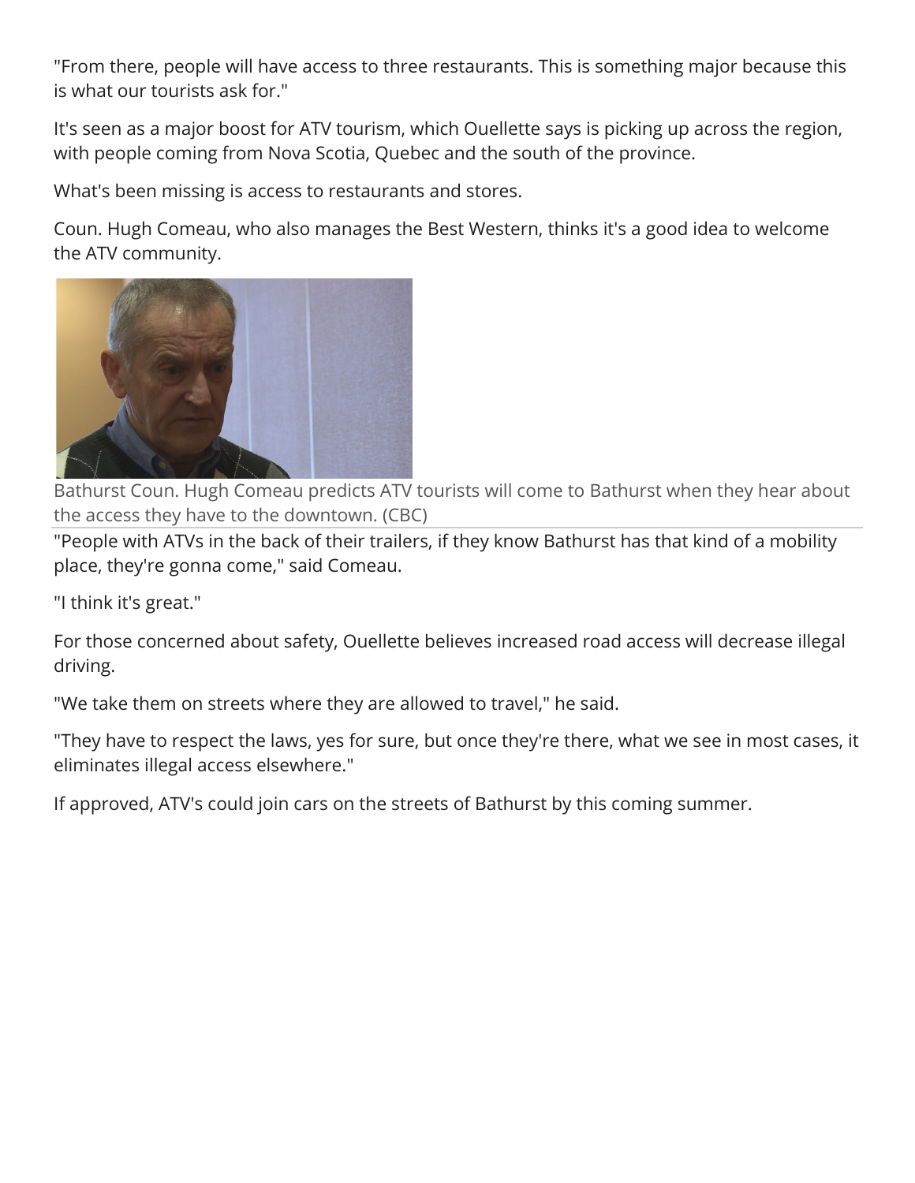"From there, people will have access to three restaurants. This is something major because this is what our tourists ask for."

It's seen as a major boost for ATV tourism, which Ouellette says is picking up across the region, with people coming from Nova Scotia, Quebec and the south of the province.

What's been missing is access to restaurants and stores.

Coun. Hugh Comeau, who also manages the Best Western, thinks it's a good idea to welcome the ATV community.

Bathurst Coun. Hugh Comeau predicts ATV tourists will come to Bathurst when they hear about the access they have to the downtown. (CBC)

"People with ATVs in the back of their trailers, if they know Bathurst has that kind of a mobility place, they're gonna come," said Comeau.

"I think it's great."

For those concerned about safety, Ouellette believes increased road access will decrease illegal driving.

"We take them on streets where they are allowed to travel," he said.

"They have to respect the laws, yes for sure, but once they're there, what we see in most cases, it eliminates illegal access elsewhere."

If approved, ATV's could join cars on the streets of Bathurst by this coming summer.